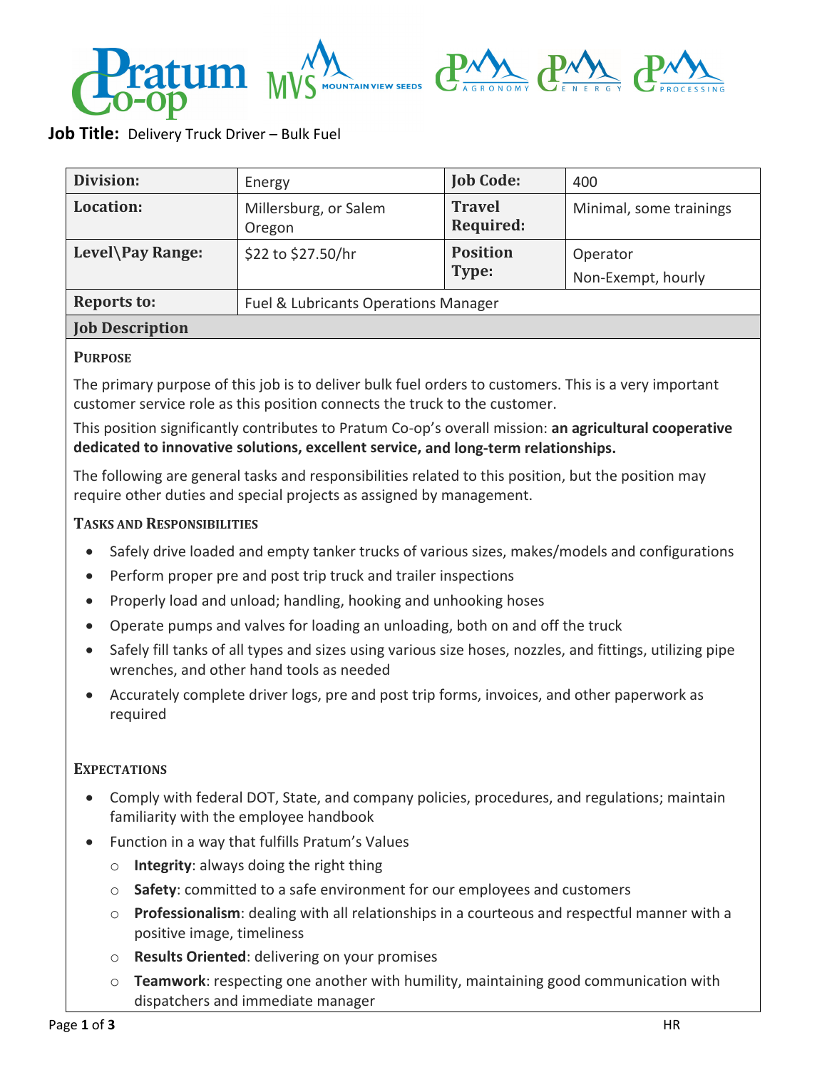**Job Title:** Delivery Truck Driver – Bulk Fuel

| **Division:** | Energy | **Job Code:** | 400 |
|---|---|---|---|
| **Location:** | Millersburg, or Salem Oregon | **Travel Required:** | Minimal, some trainings |
| **Level\Pay Range:** | $22 to $27.50/hr | **Position Type:** | Operator Non-Exempt, hourly |
| **Reports to:** | Fuel & Lubricants Operations Manager | | |

## Job Description

### Purpose

The primary purpose of this job is to deliver bulk fuel orders to customers. This is a very important customer service role as this position connects the truck to the customer.

This position significantly contributes to Pratum Co-op's overall mission: **an agricultural cooperative dedicated to innovative solutions, excellent service, and long-term relationships.**

The following are general tasks and responsibilities related to this position, but the position may require other duties and special projects as assigned by management.

### Tasks and Responsibilities

- Safely drive loaded and empty tanker trucks of various sizes, makes/models and configurations
- Perform proper pre and post trip truck and trailer inspections
- Properly load and unload; handling, hooking and unhooking hoses
- Operate pumps and valves for loading an unloading, both on and off the truck
- Safely fill tanks of all types and sizes using various size hoses, nozzles, and fittings, utilizing pipe wrenches, and other hand tools as needed
- Accurately complete driver logs, pre and post trip forms, invoices, and other paperwork as required

### Expectations

- Comply with federal DOT, State, and company policies, procedures, and regulations; maintain familiarity with the employee handbook
- Function in a way that fulfills Pratum's Values
  - **Integrity**: always doing the right thing
  - **Safety**: committed to a safe environment for our employees and customers
  - **Professionalism**: dealing with all relationships in a courteous and respectful manner with a positive image, timeliness
  - **Results Oriented**: delivering on your promises
  - **Teamwork**: respecting one another with humility, maintaining good communication with dispatchers and immediate manager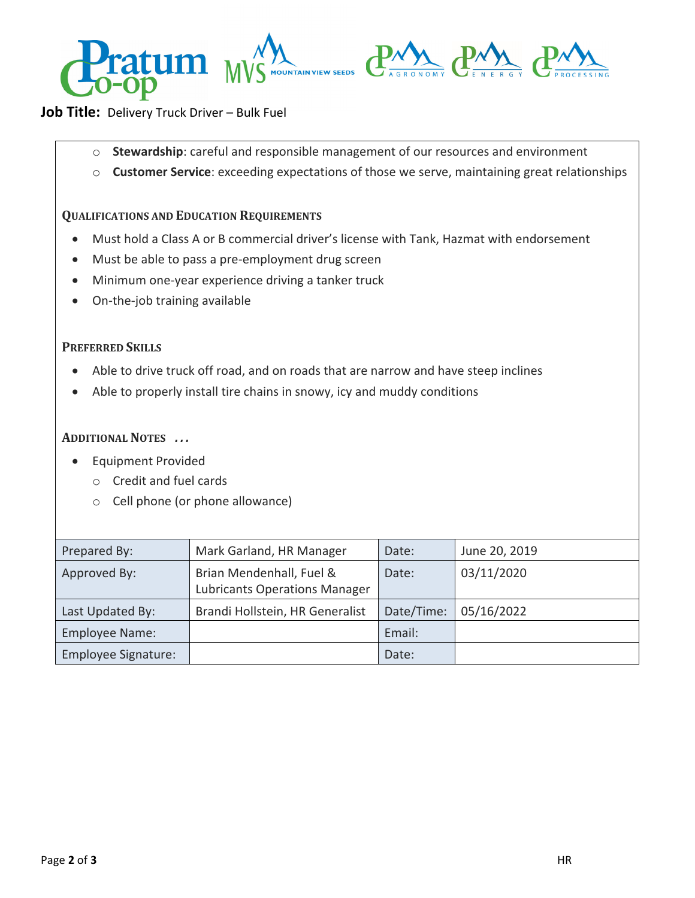**Job Title:** Delivery Truck Driver – Bulk Fuel

- **Stewardship**: careful and responsible management of our resources and environment
- **Customer Service**: exceeding expectations of those we serve, maintaining great relationships

### QUALIFICATIONS AND EDUCATION REQUIREMENTS

- Must hold a Class A or B commercial driver's license with Tank, Hazmat with endorsement
- Must be able to pass a pre-employment drug screen
- Minimum one-year experience driving a tanker truck
- On-the-job training available

### PREFERRED SKILLS

- Able to drive truck off road, and on roads that are narrow and have steep inclines
- Able to properly install tire chains in snowy, icy and muddy conditions

### ADDITIONAL NOTES …

- Equipment Provided
  - Credit and fuel cards
  - Cell phone (or phone allowance)

| Prepared By: | Mark Garland, HR Manager | Date: | June 20, 2019 |
|---|---|---|---|
| Approved By: | Brian Mendenhall, Fuel & Lubricants Operations Manager | Date: | 03/11/2020 |
| Last Updated By: | Brandi Hollstein, HR Generalist | Date/Time: | 05/16/2022 |
| Employee Name: | | Email: | |
| Employee Signature: | | Date: | |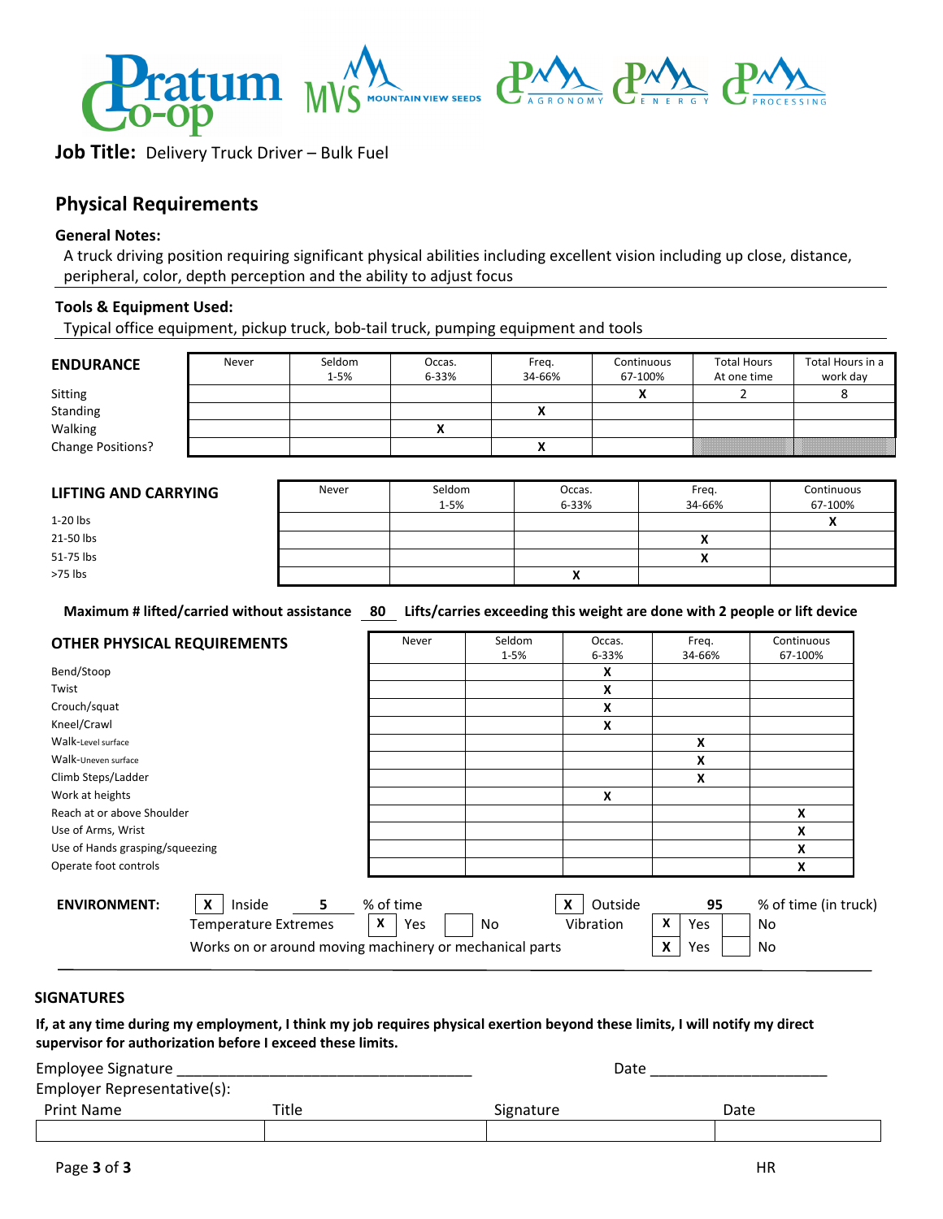Pratum Co-op | MVS Mountain View Seeds | PM Agronomy | PM Energy | PM Processing

**Job Title:** Delivery Truck Driver – Bulk Fuel

## Physical Requirements

### General Notes:

A truck driving position requiring significant physical abilities including excellent vision including up close, distance, peripheral, color, depth perception and the ability to adjust focus

### Tools & Equipment Used:

Typical office equipment, pickup truck, bob-tail truck, pumping equipment and tools

| ENDURANCE | Never | Seldom 1-5% | Occas. 6-33% | Freq. 34-66% | Continuous 67-100% | Total Hours At one time | Total Hours in a work day |
|---|---|---|---|---|---|---|---|
| Sitting | | | | | X | 2 | 8 |
| Standing | | | | X | | | |
| Walking | | | X | | | | |
| Change Positions? | | | | X | | | |

| LIFTING AND CARRYING | Never | Seldom 1-5% | Occas. 6-33% | Freq. 34-66% | Continuous 67-100% |
|---|---|---|---|---|---|
| 1-20 lbs | | | | | X |
| 21-50 lbs | | | | X | |
| 51-75 lbs | | | | X | |
| >75 lbs | | | X | | |

**Maximum # lifted/carried without assistance** 80 **Lifts/carries exceeding this weight are done with 2 people or lift device**

| OTHER PHYSICAL REQUIREMENTS | Never | Seldom 1-5% | Occas. 6-33% | Freq. 34-66% | Continuous 67-100% |
|---|---|---|---|---|---|
| Bend/Stoop | | | X | | |
| Twist | | | X | | |
| Crouch/squat | | | X | | |
| Kneel/Crawl | | | X | | |
| Walk-Level surface | | | | X | |
| Walk-Uneven surface | | | | X | |
| Climb Steps/Ladder | | | | X | |
| Work at heights | | | X | | |
| Reach at or above Shoulder | | | | | X |
| Use of Arms, Wrist | | | | | X |
| Use of Hands grasping/squeezing | | | | | X |
| Operate foot controls | | | | | X |

**ENVIRONMENT:** [X] Inside 5 % of time [X] Outside 95 % of time (in truck)

Temperature Extremes [X] Yes [ ] No Vibration [X] Yes [ ] No

Works on or around moving machinery or mechanical parts [X] Yes [ ] No

### SIGNATURES

**If, at any time during my employment, I think my job requires physical exertion beyond these limits, I will notify my direct supervisor for authorization before I exceed these limits.**

Employee Signature ___________________________________ Date ____________________

Employer Representative(s):

| Print Name | Title | Signature | Date |
|---|---|---|---|
| | | | |

HR